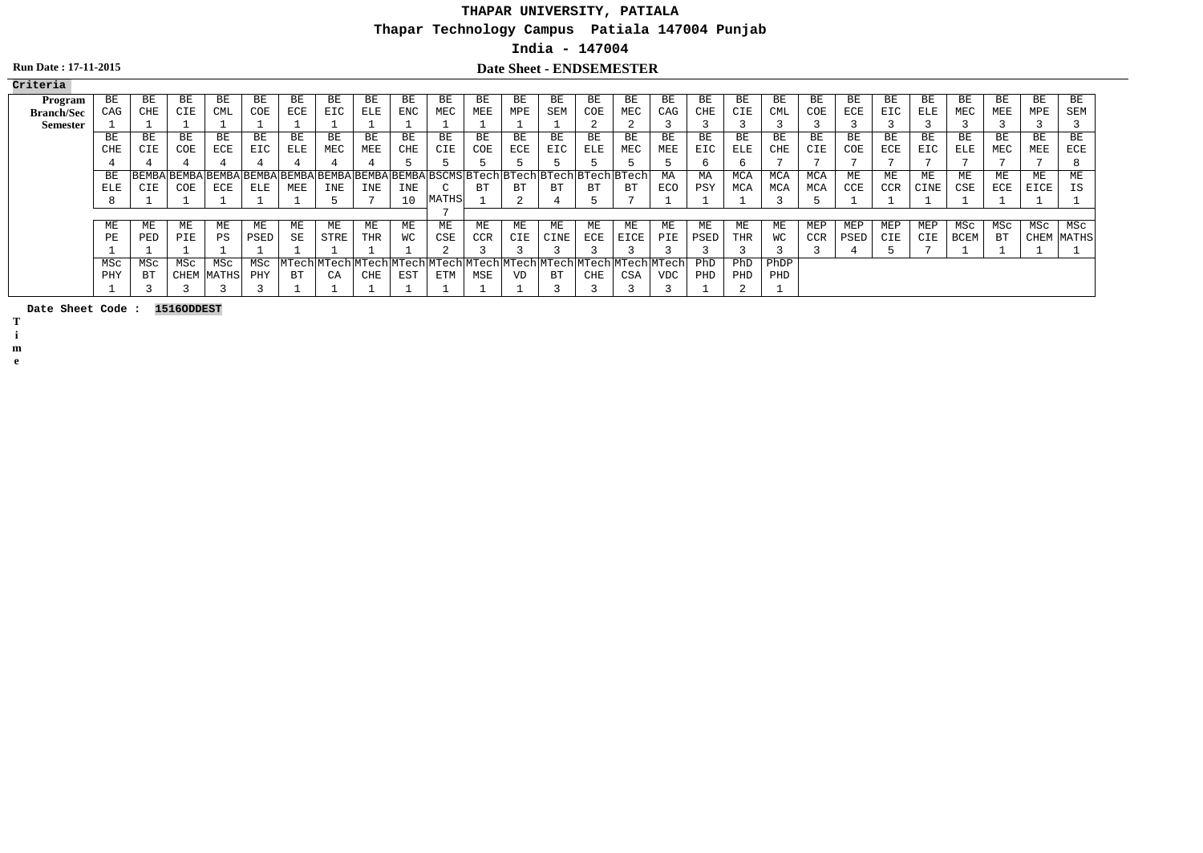# THAPAR UNIVERSITY, PATIALA

**Thapar Technology Campus Patiala 147004 Punjab**

**India - 147004**

**Run Date : 17-11-2015**

## Date Sheet - ENDSEMESTER

**Criteria**

| Program Branch/Sec Semester | | | | | | | | | | | | | | | | | | | | | | | | | | | | | | | | | | | | | | | | | | | |
|---|---|---|---|---|---|---|---|---|---|---|---|---|---|---|---|---|---|---|---|---|---|---|---|---|---|---|---|---|---|---|---|---|---|---|---|---|---|---|---|---|---|---|---|
| | BE CAG 1 | BE CHE 1 | BE CIE 1 | BE CML 1 | BE COE 1 | BE ECE 1 | BE EIC 1 | BE ELE 1 | BE ENC 1 | BE MEC 1 | BE MEE 1 | BE MPE 1 | BE SEM 1 | BE COE 2 | BE MEC 2 | BE CAG 3 | BE CHE 3 | BE CIE 3 | BE CML 3 | BE COE 3 | BE ECE 3 | BE EIC 3 | BE ELE 3 | BE MEC 3 | BE MEE 3 | BE MPE 3 | BE SEM 3 |
| | BE CHE 4 | BE CIE 4 | BE COE 4 | BE ECE 4 | BE EIC 4 | BE ELE 4 | BE MEC 4 | BE MEE 4 | BE CHE 5 | BE CIE 5 | BE COE 5 | BE ECE 5 | BE EIC 5 | BE ELE 5 | BE MEC 5 | BE MEE 5 | BE EIC 6 | BE ELE 6 | BE CHE 7 | BE CIE 7 | BE COE 7 | BE ECE 7 | BE EIC 7 | BE ELE 7 | BE MEC 7 | BE MEE 7 | BE ECE 8 |
| | BE ELE 8 | BEMBA CIE 1 | BEMBA COE 1 | BEMBA ECE 1 | BEMBA ELE 1 | BEMBA MEE 1 | BEMBA INE 5 | BEMBA INE 7 | BEMBA INE 10 | BSCMS C MATHS 7 | BTech BT 1 | BTech BT 2 | BTech BT 4 | BTech BT 5 | BTech BT 7 | MA ECO 1 | MA PSY 1 | MCA MCA 1 | MCA MCA 3 | MCA MCA 5 | ME CCE 1 | ME CCR 1 | ME CINE 1 | ME CSE 1 | ME ECE 1 | ME EICE 1 | ME IS 1 |
| | ME PE 1 | ME PED 1 | ME PIE 1 | ME PS 1 | ME PSED 1 | ME SE 1 | ME STRE 1 | ME THR 1 | ME WC 1 | ME CSE 2 | ME CCR 3 | ME CIE 3 | ME CINE 3 | ME ECE 3 | ME EICE 3 | ME PIE 3 | ME PSED 3 | ME THR 3 | ME WC 3 | MEP CCR 3 | MEP PSED 4 | MEP CIE 5 | MEP CIE 7 | MSc BCEM 1 | MSc BT 1 | MSc CHEM 1 | MSc MATHS 1 |
| | MSc PHY 1 | MSc BT 3 | MSc CHEM 3 | MSc MATHS 3 | MSc PHY 3 | MTech BT 1 | MTech CA 1 | MTech CHE 1 | MTech EST 1 | MTech ETM 1 | MTech MSE 1 | MTech VD 1 | MTech BT 3 | MTech CHE 3 | MTech CSA 3 | MTech VDC 3 | PhD PHD 1 | PhD PHD 2 | PhDP PHD 1 | | | | | | | | |

**Date Sheet Code : 1516ODDEST**

**Time**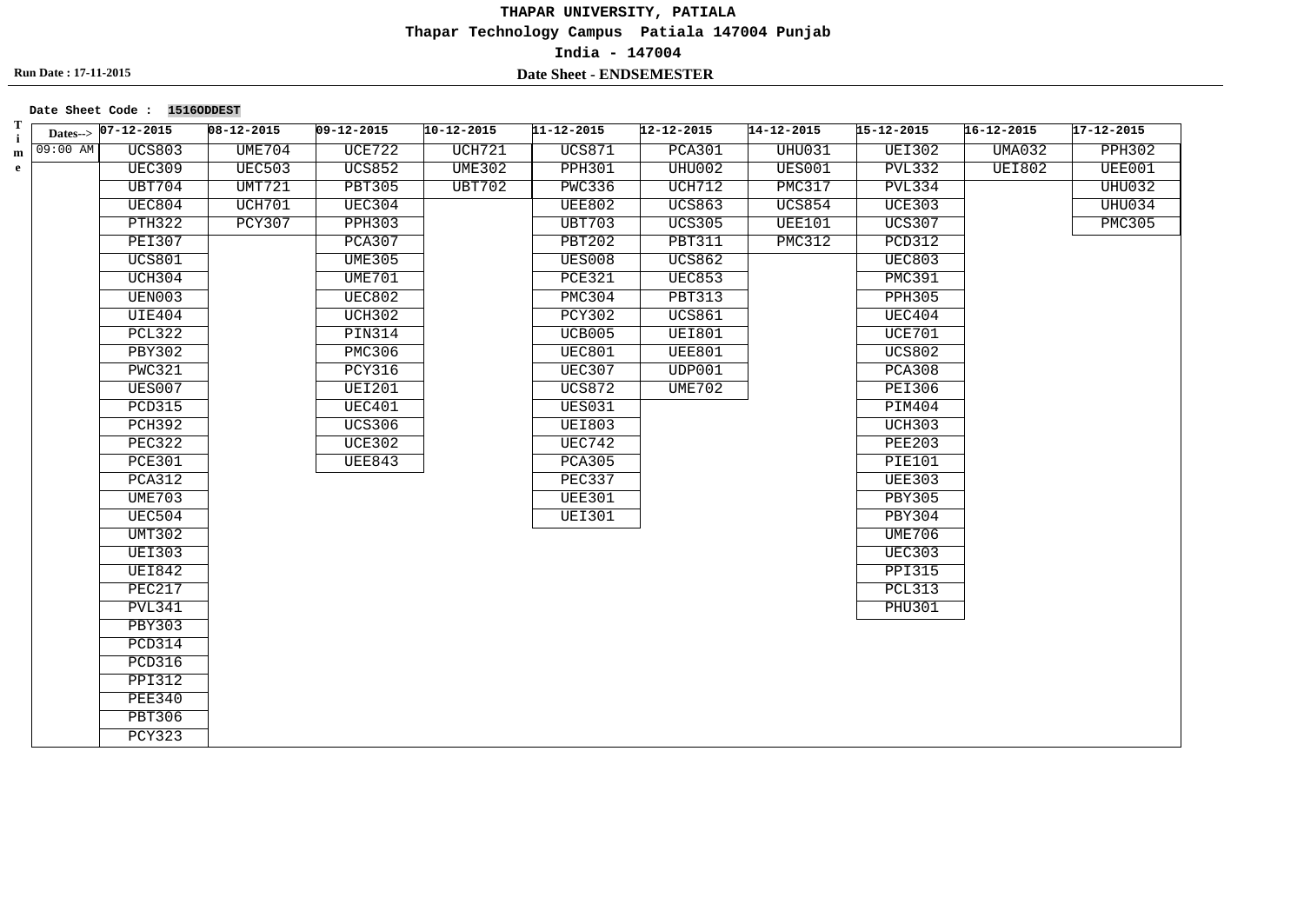# THAPAR UNIVERSITY, PATIALA

**Thapar Technology Campus Patiala 147004 Punjab**

**India - 147004**

**Run Date : 17-11-2015**

## Date Sheet - ENDSEMESTER

**Date Sheet Code : 1516ODDEST**

| Time / Dates--> | 07-12-2015 | 08-12-2015 | 09-12-2015 | 10-12-2015 | 11-12-2015 | 12-12-2015 | 14-12-2015 | 15-12-2015 | 16-12-2015 | 17-12-2015 |
|---|---|---|---|---|---|---|---|---|---|---|
| 09:00 AM | UCS803 | UME704 | UCE722 | UCH721 | UCS871 | PCA301 | UHU031 | UEI302 | UMA032 | PPH302 |
| | UEC309 | UEC503 | UCS852 | UME302 | PPH301 | UHU002 | UES001 | PVL332 | UEI802 | UEE001 |
| | UBT704 | UMT721 | PBT305 | UBT702 | PWC336 | UCH712 | PMC317 | PVL334 | | UHU032 |
| | UEC804 | UCH701 | UEC304 | | UEE802 | UCS863 | UCS854 | UCE303 | | UHU034 |
| | PTH322 | PCY307 | PPH303 | | UBT703 | UCS305 | UEE101 | UCS307 | | PMC305 |
| | PEI307 | | PCA307 | | PBT202 | PBT311 | PMC312 | PCD312 | | |
| | UCS801 | | UME305 | | UES008 | UCS862 | | UEC803 | | |
| | UCH304 | | UME701 | | PCE321 | UEC853 | | PMC391 | | |
| | UEN003 | | UEC802 | | PMC304 | PBT313 | | PPH305 | | |
| | UIE404 | | UCH302 | | PCY302 | UCS861 | | UEC404 | | |
| | PCL322 | | PIN314 | | UCB005 | UEI801 | | UCE701 | | |
| | PBY302 | | PMC306 | | UEC801 | UEE801 | | UCS802 | | |
| | PWC321 | | PCY316 | | UEC307 | UDP001 | | PCA308 | | |
| | UES007 | | UEI201 | | UCS872 | UME702 | | PEI306 | | |
| | PCD315 | | UEC401 | | UES031 | | | PIM404 | | |
| | PCH392 | | UCS306 | | UEI803 | | | UCH303 | | |
| | PEC322 | | UCE302 | | UEC742 | | | PEE203 | | |
| | PCE301 | | UEE843 | | PCA305 | | | PIE101 | | |
| | PCA312 | | | | PEC337 | | | UEE303 | | |
| | UME703 | | | | UEE301 | | | PBY305 | | |
| | UEC504 | | | | UEI301 | | | PBY304 | | |
| | UMT302 | | | | | | | UME706 | | |
| | UEI303 | | | | | | | UEC303 | | |
| | UEI842 | | | | | | | PPI315 | | |
| | PEC217 | | | | | | | PCL313 | | |
| | PVL341 | | | | | | | PHU301 | | |
| | PBY303 | | | | | | | | | |
| | PCD314 | | | | | | | | | |
| | PCD316 | | | | | | | | | |
| | PPI312 | | | | | | | | | |
| | PEE340 | | | | | | | | | |
| | PBT306 | | | | | | | | | |
| | PCY323 | | | | | | | | | |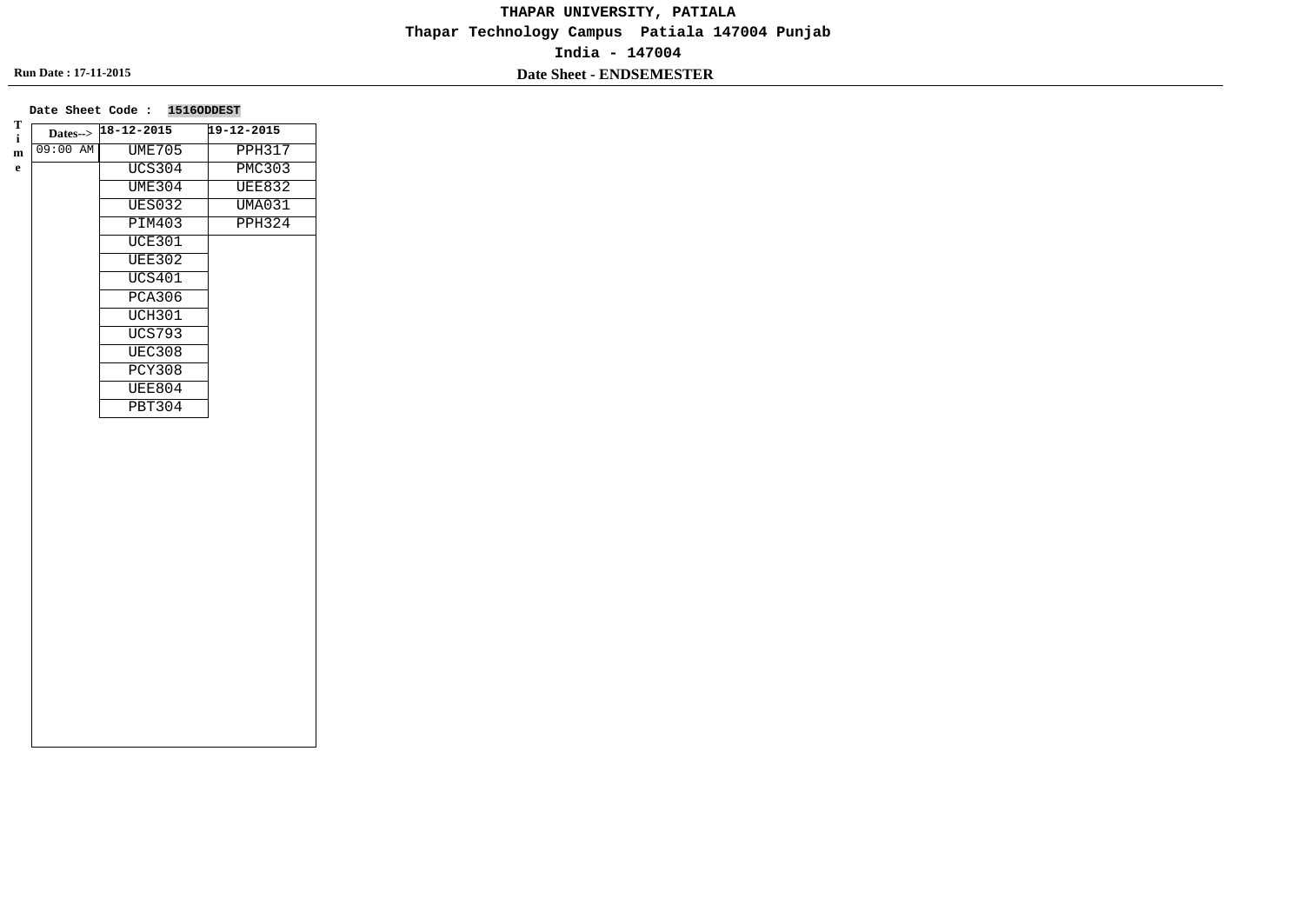# THAPAR UNIVERSITY, PATIALA

**Thapar Technology Campus Patiala 147004 Punjab**

**India - 147004**

**Run Date : 17-11-2015**

## Date Sheet - ENDSEMESTER

**Date Sheet Code : 1516ODDEST**

| Time / Dates--> | 18-12-2015 | 19-12-2015 |
|---|---|---|
| 09:00 AM | UME705 | PPH317 |
| | UCS304 | PMC303 |
| | UME304 | UEE832 |
| | UES032 | UMA031 |
| | PIM403 | PPH324 |
| | UCE301 | |
| | UEE302 | |
| | UCS401 | |
| | PCA306 | |
| | UCH301 | |
| | UCS793 | |
| | UEC308 | |
| | PCY308 | |
| | UEE804 | |
| | PBT304 | |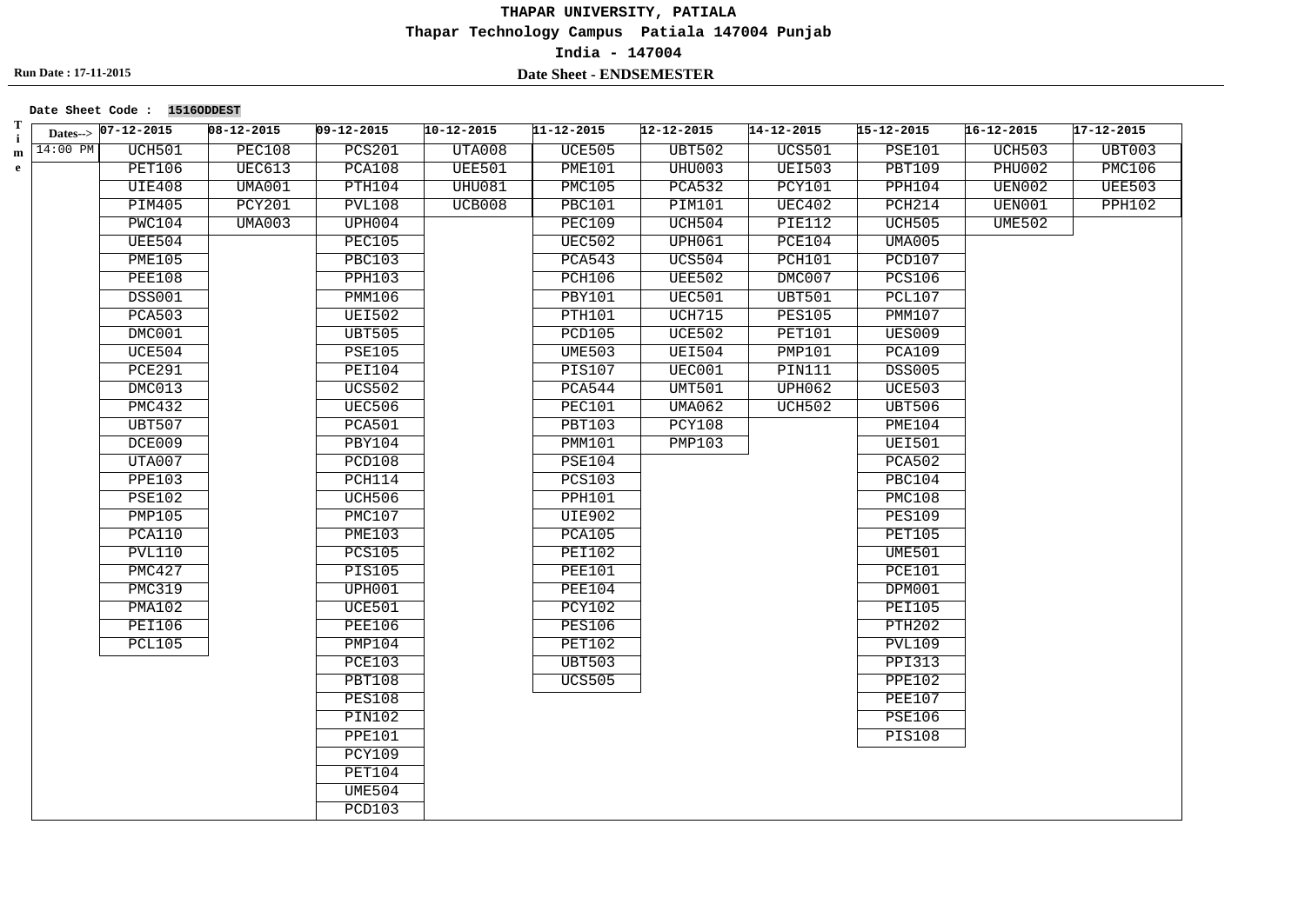**THAPAR UNIVERSITY, PATIALA**

**Thapar Technology Campus Patiala 147004 Punjab**

**India - 147004**

**Run Date : 17-11-2015**

**Date Sheet - ENDSEMESTER**

**Date Sheet Code : 1516ODDEST**

| Time / Dates--> | 07-12-2015 | 08-12-2015 | 09-12-2015 | 10-12-2015 | 11-12-2015 | 12-12-2015 | 14-12-2015 | 15-12-2015 | 16-12-2015 | 17-12-2015 |
|---|---|---|---|---|---|---|---|---|---|---|
| 14:00 PM | UCH501 | PEC108 | PCS201 | UTA008 | UCE505 | UBT502 | UCS501 | PSE101 | UCH503 | UBT003 |
| | PET106 | UEC613 | PCA108 | UEE501 | PME101 | UHU003 | UEI503 | PBT109 | PHU002 | PMC106 |
| | UIE408 | UMA001 | PTH104 | UHU081 | PMC105 | PCA532 | PCY101 | PPH104 | UEN002 | UEE503 |
| | PIM405 | PCY201 | PVL108 | UCB008 | PBC101 | PIM101 | UEC402 | PCH214 | UEN001 | PPH102 |
| | PWC104 | UMA003 | UPH004 | | PEC109 | UCH504 | PIE112 | UCH505 | UME502 | |
| | UEE504 | | PEC105 | | UEC502 | UPH061 | PCE104 | UMA005 | | |
| | PME105 | | PBC103 | | PCA543 | UCS504 | PCH101 | PCD107 | | |
| | PEE108 | | PPH103 | | PCH106 | UEE502 | DMC007 | PCS106 | | |
| | DSS001 | | PMM106 | | PBY101 | UEC501 | UBT501 | PCL107 | | |
| | PCA503 | | UEI502 | | PTH101 | UCH715 | PES105 | PMM107 | | |
| | DMC001 | | UBT505 | | PCD105 | UCE502 | PET101 | UES009 | | |
| | UCE504 | | PSE105 | | UME503 | UEI504 | PMP101 | PCA109 | | |
| | PCE291 | | PEI104 | | PIS107 | UEC001 | PIN111 | DSS005 | | |
| | DMC013 | | UCS502 | | PCA544 | UMT501 | UPH062 | UCE503 | | |
| | PMC432 | | UEC506 | | PEC101 | UMA062 | UCH502 | UBT506 | | |
| | UBT507 | | PCA501 | | PBT103 | PCY108 | | PME104 | | |
| | DCE009 | | PBY104 | | PMM101 | PMP103 | | UEI501 | | |
| | UTA007 | | PCD108 | | PSE104 | | | PCA502 | | |
| | PPE103 | | PCH114 | | PCS103 | | | PBC104 | | |
| | PSE102 | | UCH506 | | PPH101 | | | PMC108 | | |
| | PMP105 | | PMC107 | | UIE902 | | | PES109 | | |
| | PCA110 | | PME103 | | PCA105 | | | PET105 | | |
| | PVL110 | | PCS105 | | PEI102 | | | UME501 | | |
| | PMC427 | | PIS105 | | PEE101 | | | PCE101 | | |
| | PMC319 | | UPH001 | | PEE104 | | | DPM001 | | |
| | PMA102 | | UCE501 | | PCY102 | | | PEI105 | | |
| | PEI106 | | PEE106 | | PES106 | | | PTH202 | | |
| | PCL105 | | PMP104 | | PET102 | | | PVL109 | | |
| | | | PCE103 | | UBT503 | | | PPI313 | | |
| | | | PBT108 | | UCS505 | | | PPE102 | | |
| | | | PES108 | | | | | PEE107 | | |
| | | | PIN102 | | | | | PSE106 | | |
| | | | PPE101 | | | | | PIS108 | | |
| | | | PCY109 | | | | | | | |
| | | | PET104 | | | | | | | |
| | | | UME504 | | | | | | | |
| | | | PCD103 | | | | | | | |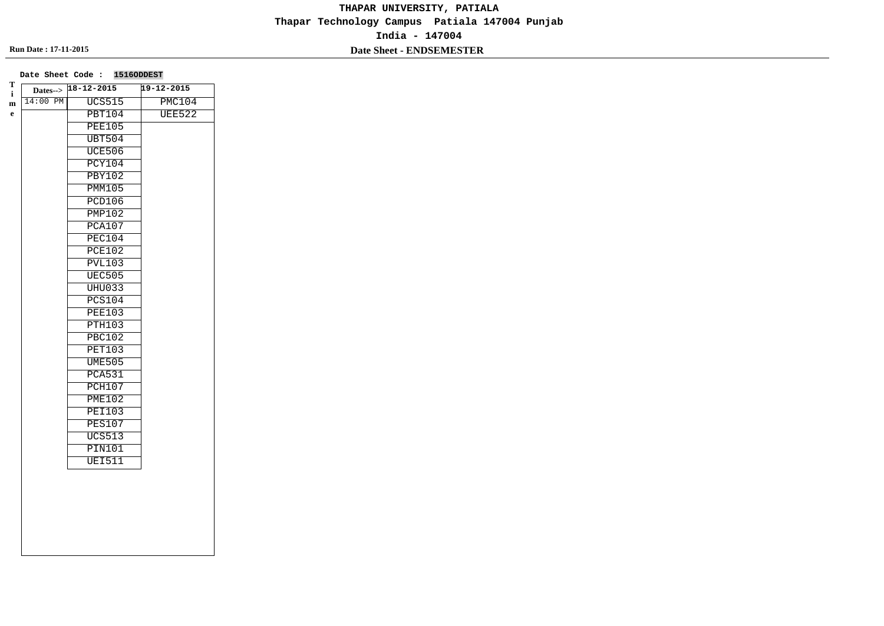**THAPAR UNIVERSITY, PATIALA**

**Thapar Technology Campus  Patiala 147004 Punjab**

**India - 147004**

**Run Date : 17-11-2015**

**Date Sheet - ENDSEMESTER**

**Date Sheet Code : 1516ODDEST**

| Time / Dates--> | 18-12-2015 | 19-12-2015 |
|---|---|---|
| 14:00 PM | UCS515 | PMC104 |
| | PBT104 | UEE522 |
| | PEE105 | |
| | UBT504 | |
| | UCE506 | |
| | PCY104 | |
| | PBY102 | |
| | PMM105 | |
| | PCD106 | |
| | PMP102 | |
| | PCA107 | |
| | PEC104 | |
| | PCE102 | |
| | PVL103 | |
| | UEC505 | |
| | UHU033 | |
| | PCS104 | |
| | PEE103 | |
| | PTH103 | |
| | PBC102 | |
| | PET103 | |
| | UME505 | |
| | PCA531 | |
| | PCH107 | |
| | PME102 | |
| | PEI103 | |
| | PES107 | |
| | UCS513 | |
| | PIN101 | |
| | UEI511 | |